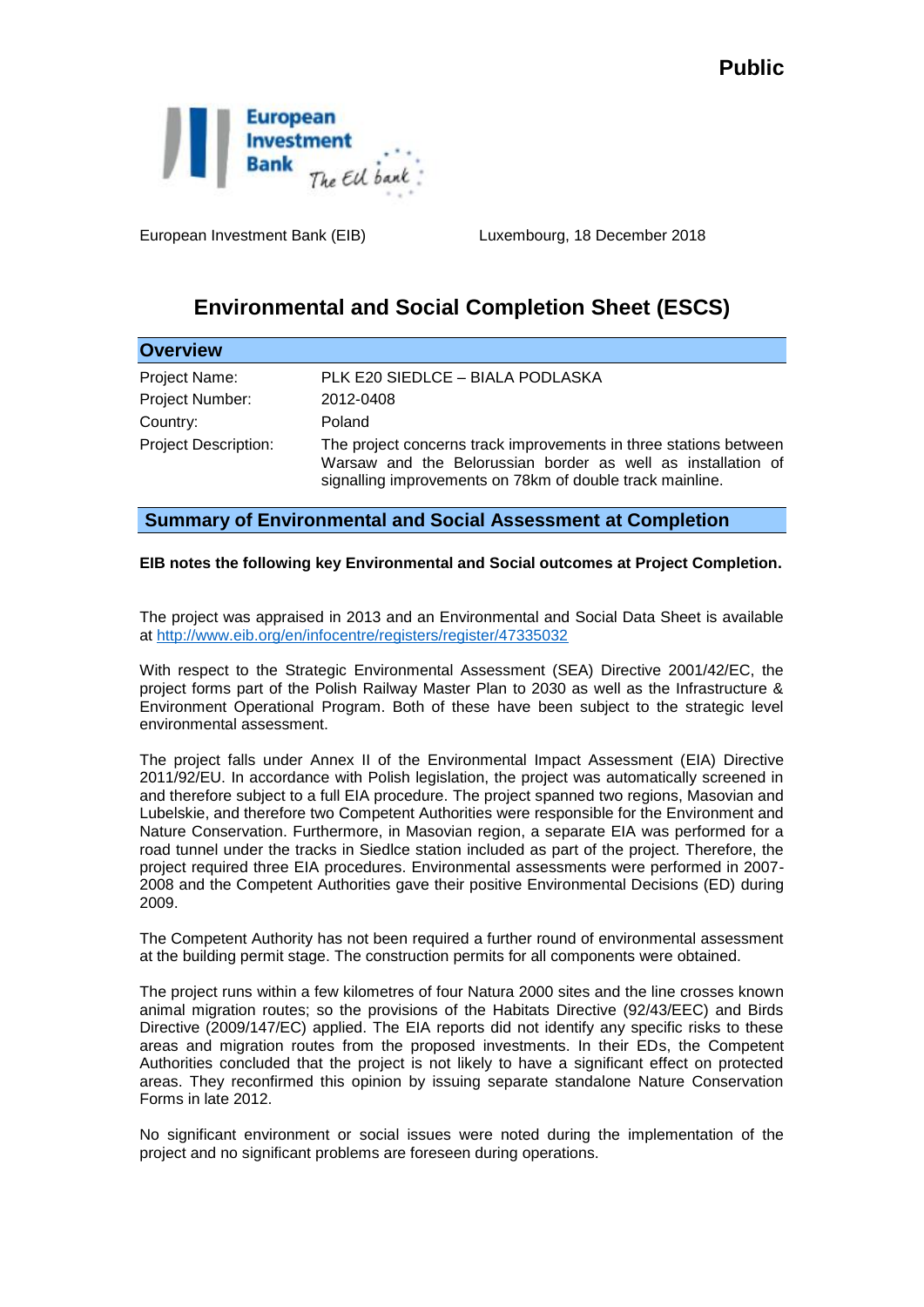**Public**

European Investment Bank (EIB) Luxembourg, 18 December 2018

# Environmental and Social Completion Sheet (ESCS)

## Overview

| | |
|---|---|
| Project Name: | PLK E20 SIEDLCE – BIALA PODLASKA |
| Project Number: | 2012-0408 |
| Country: | Poland |
| Project Description: | The project concerns track improvements in three stations between Warsaw and the Belorussian border as well as installation of signalling improvements on 78km of double track mainline. |

## Summary of Environmental and Social Assessment at Completion

**EIB notes the following key Environmental and Social outcomes at Project Completion.**

The project was appraised in 2013 and an Environmental and Social Data Sheet is available at http://www.eib.org/en/infocentre/registers/register/47335032

With respect to the Strategic Environmental Assessment (SEA) Directive 2001/42/EC, the project forms part of the Polish Railway Master Plan to 2030 as well as the Infrastructure & Environment Operational Program. Both of these have been subject to the strategic level environmental assessment.

The project falls under Annex II of the Environmental Impact Assessment (EIA) Directive 2011/92/EU. In accordance with Polish legislation, the project was automatically screened in and therefore subject to a full EIA procedure. The project spanned two regions, Masovian and Lubelskie, and therefore two Competent Authorities were responsible for the Environment and Nature Conservation. Furthermore, in Masovian region, a separate EIA was performed for a road tunnel under the tracks in Siedlce station included as part of the project. Therefore, the project required three EIA procedures. Environmental assessments were performed in 2007-2008 and the Competent Authorities gave their positive Environmental Decisions (ED) during 2009.

The Competent Authority has not been required a further round of environmental assessment at the building permit stage. The construction permits for all components were obtained.

The project runs within a few kilometres of four Natura 2000 sites and the line crosses known animal migration routes; so the provisions of the Habitats Directive (92/43/EEC) and Birds Directive (2009/147/EC) applied. The EIA reports did not identify any specific risks to these areas and migration routes from the proposed investments. In their EDs, the Competent Authorities concluded that the project is not likely to have a significant effect on protected areas. They reconfirmed this opinion by issuing separate standalone Nature Conservation Forms in late 2012.

No significant environment or social issues were noted during the implementation of the project and no significant problems are foreseen during operations.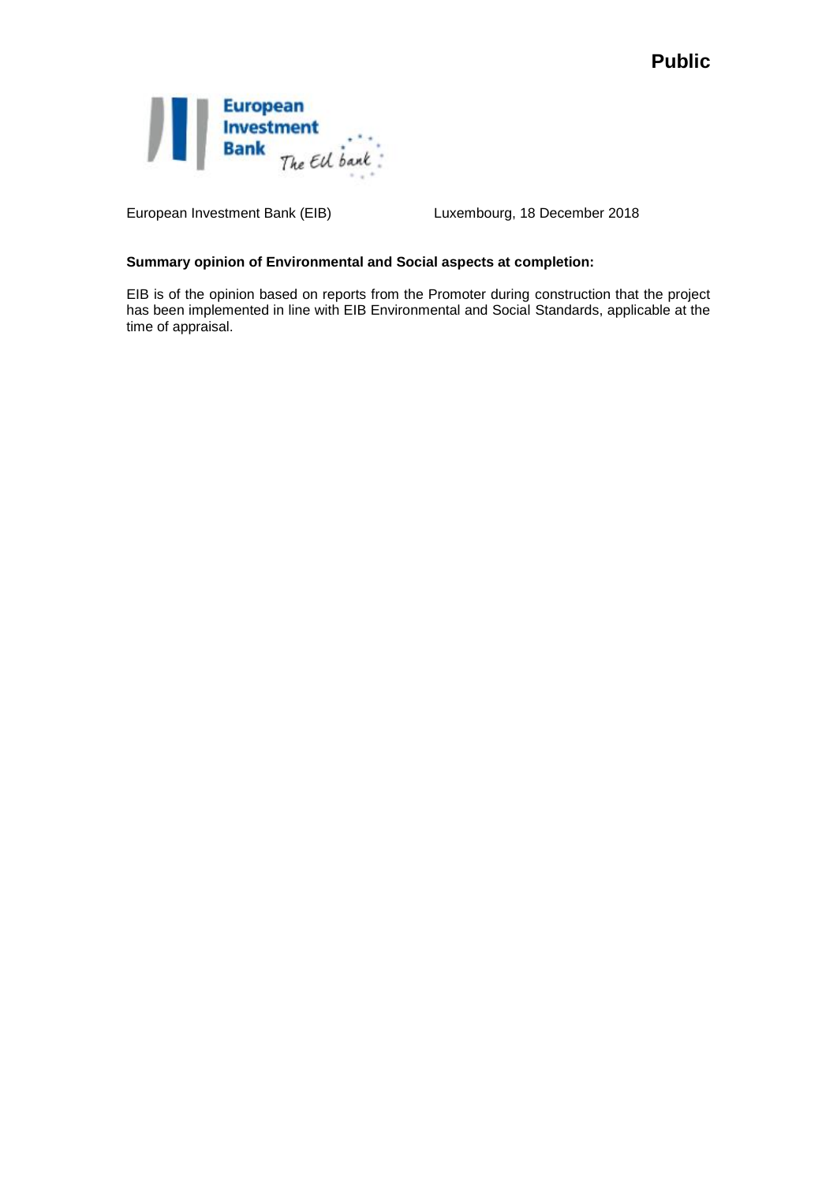**Public**

European Investment Bank (EIB) Luxembourg, 18 December 2018

**Summary opinion of Environmental and Social aspects at completion:**

EIB is of the opinion based on reports from the Promoter during construction that the project has been implemented in line with EIB Environmental and Social Standards, applicable at the time of appraisal.